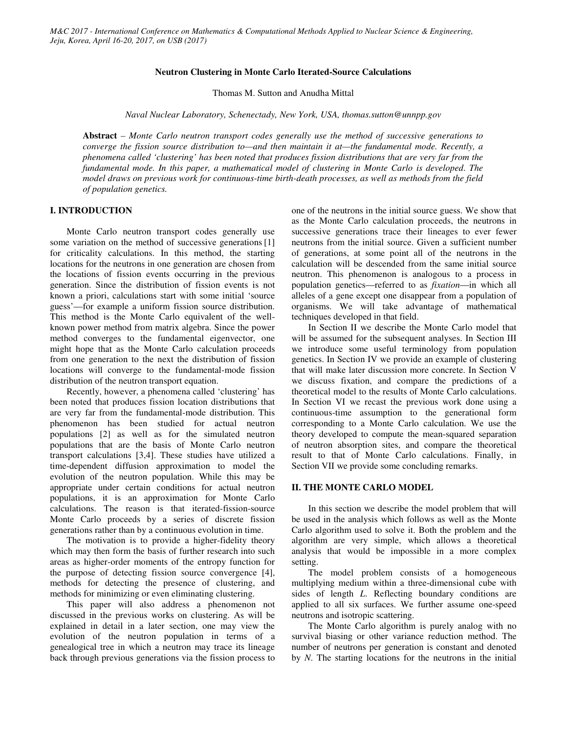# Neutron Clustering in Monte Carlo Iterated-Source Calculations

Thomas M. Sutton and Anudha Mittal

*Naval Nuclear Laboratory, Schenectady, New York, USA, thomas.sutton@unnpp.gov*

**Abstract** – *Monte Carlo neutron transport codes generally use the method of successive generations to converge the fission source distribution to—and then maintain it at—the fundamental mode. Recently, a phenomena called 'clustering' has been noted that produces fission distributions that are very far from the fundamental mode. In this paper, a mathematical model of clustering in Monte Carlo is developed. The model draws on previous work for continuous-time birth-death processes, as well as methods from the field of population genetics.*

## I. INTRODUCTION

Monte Carlo neutron transport codes generally use some variation on the method of successive generations [1] for criticality calculations. In this method, the starting locations for the neutrons in one generation are chosen from the locations of fission events occurring in the previous generation. Since the distribution of fission events is not known a priori, calculations start with some initial 'source guess'—for example a uniform fission source distribution. This method is the Monte Carlo equivalent of the well-known power method from matrix algebra. Since the power method converges to the fundamental eigenvector, one might hope that as the Monte Carlo calculation proceeds from one generation to the next the distribution of fission locations will converge to the fundamental-mode fission distribution of the neutron transport equation.

Recently, however, a phenomena called 'clustering' has been noted that produces fission location distributions that are very far from the fundamental-mode distribution. This phenomenon has been studied for actual neutron populations [2] as well as for the simulated neutron populations that are the basis of Monte Carlo neutron transport calculations [3,4]. These studies have utilized a time-dependent diffusion approximation to model the evolution of the neutron population. While this may be appropriate under certain conditions for actual neutron populations, it is an approximation for Monte Carlo calculations. The reason is that iterated-fission-source Monte Carlo proceeds by a series of discrete fission generations rather than by a continuous evolution in time.

The motivation is to provide a higher-fidelity theory which may then form the basis of further research into such areas as higher-order moments of the entropy function for the purpose of detecting fission source convergence [4], methods for detecting the presence of clustering, and methods for minimizing or even eliminating clustering.

This paper will also address a phenomenon not discussed in the previous works on clustering. As will be explained in detail in a later section, one may view the evolution of the neutron population in terms of a genealogical tree in which a neutron may trace its lineage back through previous generations via the fission process to one of the neutrons in the initial source guess. We show that as the Monte Carlo calculation proceeds, the neutrons in successive generations trace their lineages to ever fewer neutrons from the initial source. Given a sufficient number of generations, at some point all of the neutrons in the calculation will be descended from the same initial source neutron. This phenomenon is analogous to a process in population genetics—referred to as *fixation*—in which all alleles of a gene except one disappear from a population of organisms. We will take advantage of mathematical techniques developed in that field.

In Section II we describe the Monte Carlo model that will be assumed for the subsequent analyses. In Section III we introduce some useful terminology from population genetics. In Section IV we provide an example of clustering that will make later discussion more concrete. In Section V we discuss fixation, and compare the predictions of a theoretical model to the results of Monte Carlo calculations. In Section VI we recast the previous work done using a continuous-time assumption to the generational form corresponding to a Monte Carlo calculation. We use the theory developed to compute the mean-squared separation of neutron absorption sites, and compare the theoretical result to that of Monte Carlo calculations. Finally, in Section VII we provide some concluding remarks.

## II. THE MONTE CARLO MODEL

In this section we describe the model problem that will be used in the analysis which follows as well as the Monte Carlo algorithm used to solve it. Both the problem and the algorithm are very simple, which allows a theoretical analysis that would be impossible in a more complex setting.

The model problem consists of a homogeneous multiplying medium within a three-dimensional cube with sides of length $L$. Reflecting boundary conditions are applied to all six surfaces. We further assume one-speed neutrons and isotropic scattering.

The Monte Carlo algorithm is purely analog with no survival biasing or other variance reduction method. The number of neutrons per generation is constant and denoted by $N$. The starting locations for the neutrons in the initial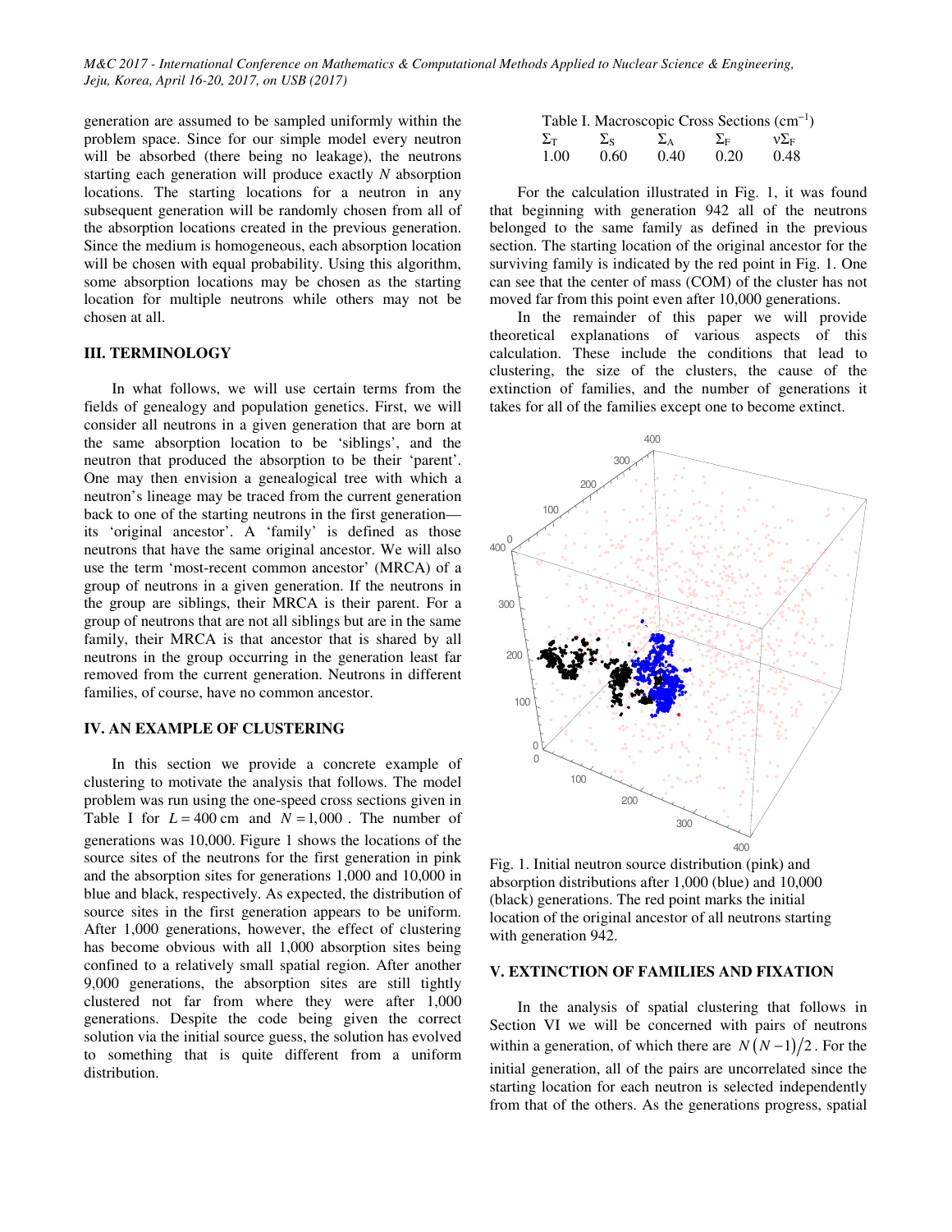generation are assumed to be sampled uniformly within the problem space. Since for our simple model every neutron will be absorbed (there being no leakage), the neutrons starting each generation will produce exactly *N* absorption locations. The starting locations for a neutron in any subsequent generation will be randomly chosen from all of the absorption locations created in the previous generation. Since the medium is homogeneous, each absorption location will be chosen with equal probability. Using this algorithm, some absorption locations may be chosen as the starting location for multiple neutrons while others may not be chosen at all.

## III. TERMINOLOGY

In what follows, we will use certain terms from the fields of genealogy and population genetics. First, we will consider all neutrons in a given generation that are born at the same absorption location to be 'siblings', and the neutron that produced the absorption to be their 'parent'. One may then envision a genealogical tree with which a neutron's lineage may be traced from the current generation back to one of the starting neutrons in the first generation—its 'original ancestor'. A 'family' is defined as those neutrons that have the same original ancestor. We will also use the term 'most-recent common ancestor' (MRCA) of a group of neutrons in a given generation. If the neutrons in the group are siblings, their MRCA is their parent. For a group of neutrons that are not all siblings but are in the same family, their MRCA is that ancestor that is shared by all neutrons in the group occurring in the generation least far removed from the current generation. Neutrons in different families, of course, have no common ancestor.

## IV. AN EXAMPLE OF CLUSTERING

In this section we provide a concrete example of clustering to motivate the analysis that follows. The model problem was run using the one-speed cross sections given in Table I for $L = 400$ cm and $N = 1{,}000$. The number of generations was 10,000. Figure 1 shows the locations of the source sites of the neutrons for the first generation in pink and the absorption sites for generations 1,000 and 10,000 in blue and black, respectively. As expected, the distribution of source sites in the first generation appears to be uniform. After 1,000 generations, however, the effect of clustering has become obvious with all 1,000 absorption sites being confined to a relatively small spatial region. After another 9,000 generations, the absorption sites are still tightly clustered not far from where they were after 1,000 generations. Despite the code being given the correct solution via the initial source guess, the solution has evolved to something that is quite different from a uniform distribution.

Table I. Macroscopic Cross Sections (cm$^{-1}$)

| $\Sigma_T$ | $\Sigma_S$ | $\Sigma_A$ | $\Sigma_F$ | $\nu\Sigma_F$ |
|---|---|---|---|---|
| 1.00 | 0.60 | 0.40 | 0.20 | 0.48 |

For the calculation illustrated in Fig. 1, it was found that beginning with generation 942 all of the neutrons belonged to the same family as defined in the previous section. The starting location of the original ancestor for the surviving family is indicated by the red point in Fig. 1. One can see that the center of mass (COM) of the cluster has not moved far from this point even after 10,000 generations.

In the remainder of this paper we will provide theoretical explanations of various aspects of this calculation. These include the conditions that lead to clustering, the size of the clusters, the cause of the extinction of families, and the number of generations it takes for all of the families except one to become extinct.

Fig. 1. Initial neutron source distribution (pink) and absorption distributions after 1,000 (blue) and 10,000 (black) generations. The red point marks the initial location of the original ancestor of all neutrons starting with generation 942.

## V. EXTINCTION OF FAMILIES AND FIXATION

In the analysis of spatial clustering that follows in Section VI we will be concerned with pairs of neutrons within a generation, of which there are $N(N-1)/2$. For the initial generation, all of the pairs are uncorrelated since the starting location for each neutron is selected independently from that of the others. As the generations progress, spatial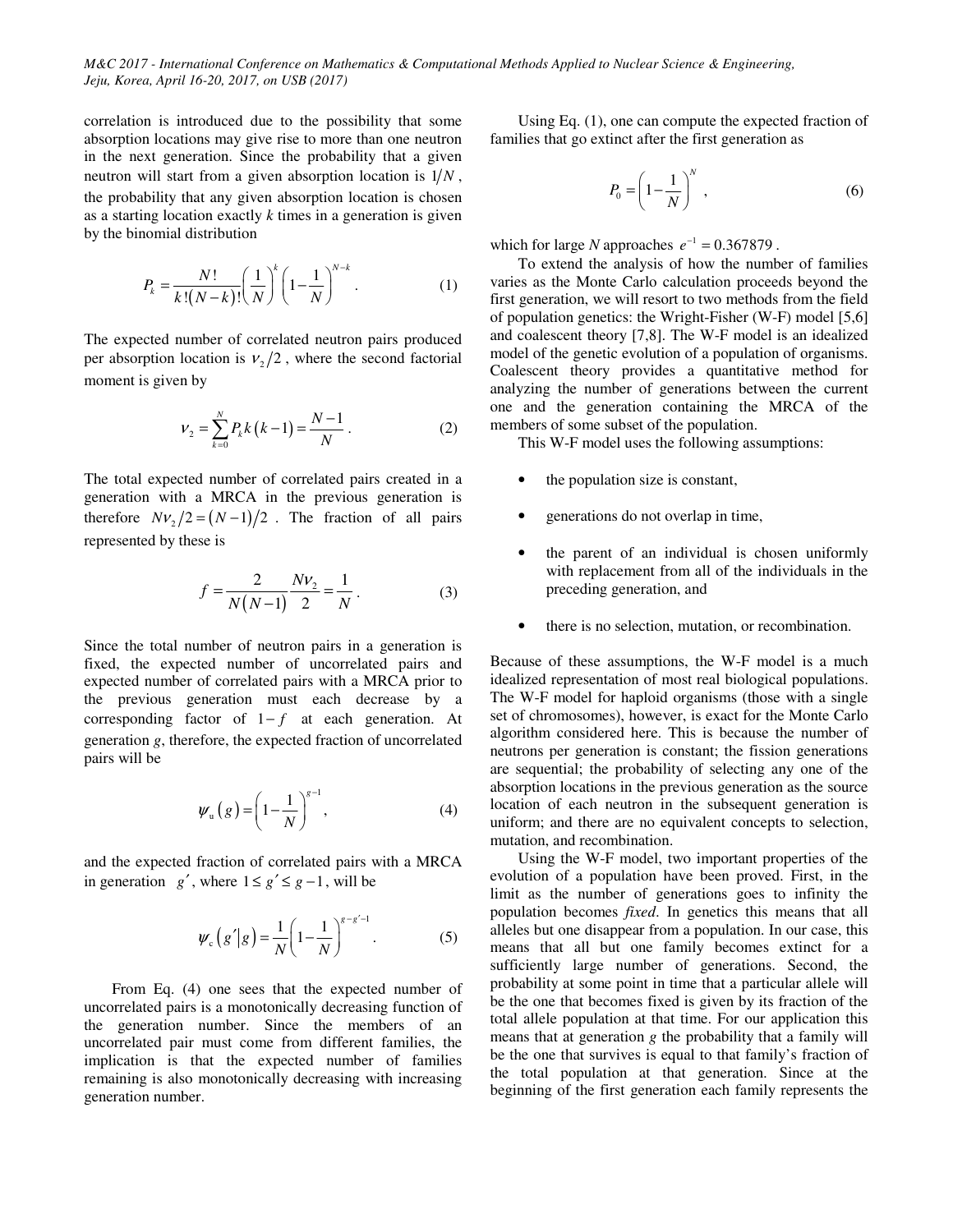correlation is introduced due to the possibility that some absorption locations may give rise to more than one neutron in the next generation. Since the probability that a given neutron will start from a given absorption location is $1/N$, the probability that any given absorption location is chosen as a starting location exactly $k$ times in a generation is given by the binomial distribution

$$P_k = \frac{N!}{k!(N-k)!}\left(\frac{1}{N}\right)^k \left(1-\frac{1}{N}\right)^{N-k} . \tag{1}$$

The expected number of correlated neutron pairs produced per absorption location is $\nu_2/2$, where the second factorial moment is given by

$$\nu_2 = \sum_{k=0}^{N} P_k k(k-1) = \frac{N-1}{N} . \tag{2}$$

The total expected number of correlated pairs created in a generation with a MRCA in the previous generation is therefore $N\nu_2/2 = (N-1)/2$. The fraction of all pairs represented by these is

$$f = \frac{2}{N(N-1)} \frac{N\nu_2}{2} = \frac{1}{N} . \tag{3}$$

Since the total number of neutron pairs in a generation is fixed, the expected number of uncorrelated pairs and expected number of correlated pairs with a MRCA prior to the previous generation must each decrease by a corresponding factor of $1-f$ at each generation. At generation $g$, therefore, the expected fraction of uncorrelated pairs will be

$$\psi_{\mathrm{u}}(g) = \left(1-\frac{1}{N}\right)^{g-1} , \tag{4}$$

and the expected fraction of correlated pairs with a MRCA in generation $g'$, where $1 \le g' \le g-1$, will be

$$\psi_{\mathrm{c}}(g'|g) = \frac{1}{N}\left(1-\frac{1}{N}\right)^{g-g'-1} . \tag{5}$$

From Eq. (4) one sees that the expected number of uncorrelated pairs is a monotonically decreasing function of the generation number. Since the members of an uncorrelated pair must come from different families, the implication is that the expected number of families remaining is also monotonically decreasing with increasing generation number.

Using Eq. (1), one can compute the expected fraction of families that go extinct after the first generation as

$$P_0 = \left(1-\frac{1}{N}\right)^N , \tag{6}$$

which for large $N$ approaches $e^{-1} = 0.367879$.

To extend the analysis of how the number of families varies as the Monte Carlo calculation proceeds beyond the first generation, we will resort to two methods from the field of population genetics: the Wright-Fisher (W-F) model [5,6] and coalescent theory [7,8]. The W-F model is an idealized model of the genetic evolution of a population of organisms. Coalescent theory provides a quantitative method for analyzing the number of generations between the current one and the generation containing the MRCA of the members of some subset of the population.

This W-F model uses the following assumptions:

- the population size is constant,
- generations do not overlap in time,
- the parent of an individual is chosen uniformly with replacement from all of the individuals in the preceding generation, and
- there is no selection, mutation, or recombination.

Because of these assumptions, the W-F model is a much idealized representation of most real biological populations. The W-F model for haploid organisms (those with a single set of chromosomes), however, is exact for the Monte Carlo algorithm considered here. This is because the number of neutrons per generation is constant; the fission generations are sequential; the probability of selecting any one of the absorption locations in the previous generation as the source location of each neutron in the subsequent generation is uniform; and there are no equivalent concepts to selection, mutation, and recombination.

Using the W-F model, two important properties of the evolution of a population have been proved. First, in the limit as the number of generations goes to infinity the population becomes *fixed*. In genetics this means that all alleles but one disappear from a population. In our case, this means that all but one family becomes extinct for a sufficiently large number of generations. Second, the probability at some point in time that a particular allele will be the one that becomes fixed is given by its fraction of the total allele population at that time. For our application this means that at generation $g$ the probability that a family will be the one that survives is equal to that family's fraction of the total population at that generation. Since at the beginning of the first generation each family represents the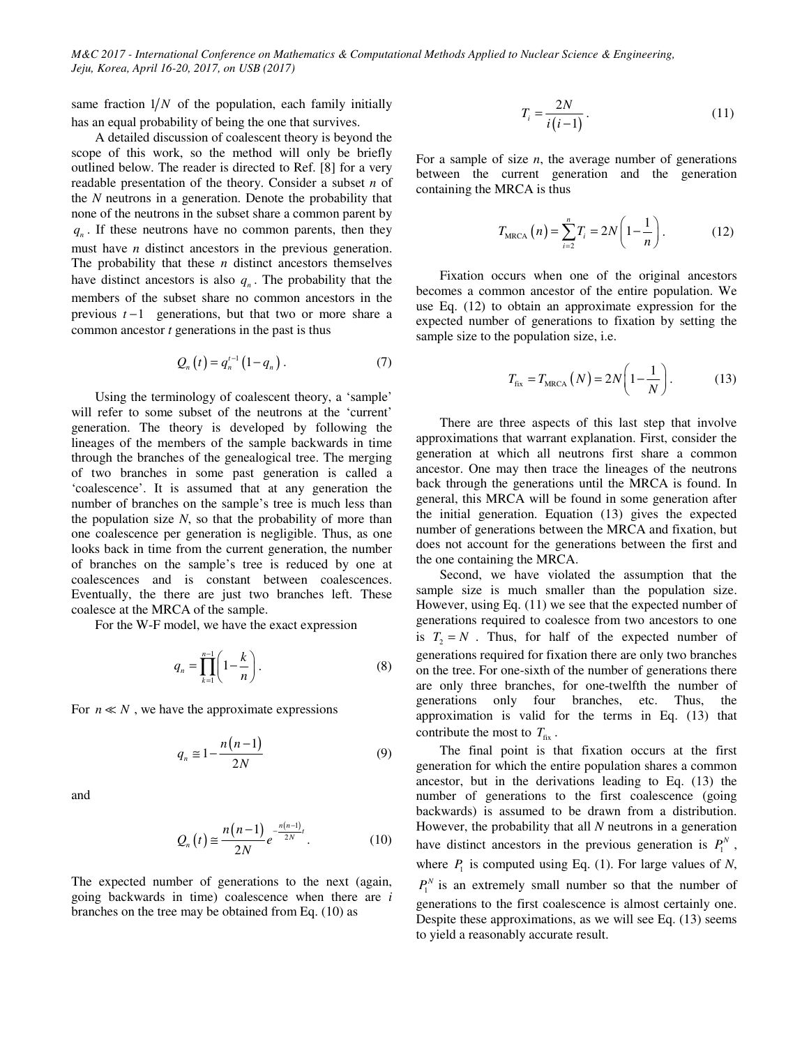same fraction $1/N$ of the population, each family initially has an equal probability of being the one that survives.

A detailed discussion of coalescent theory is beyond the scope of this work, so the method will only be briefly outlined below. The reader is directed to Ref. [8] for a very readable presentation of the theory. Consider a subset $n$ of the $N$ neutrons in a generation. Denote the probability that none of the neutrons in the subset share a common parent by $q_n$. If these neutrons have no common parents, then they must have $n$ distinct ancestors in the previous generation. The probability that these $n$ distinct ancestors themselves have distinct ancestors is also $q_n$. The probability that the members of the subset share no common ancestors in the previous $t-1$ generations, but that two or more share a common ancestor $t$ generations in the past is thus

$$Q_n(t) = q_n^{t-1}(1-q_n)\,. \tag{7}$$

Using the terminology of coalescent theory, a 'sample' will refer to some subset of the neutrons at the 'current' generation. The theory is developed by following the lineages of the members of the sample backwards in time through the branches of the genealogical tree. The merging of two branches in some past generation is called a 'coalescence'. It is assumed that at any generation the number of branches on the sample's tree is much less than the population size $N$, so that the probability of more than one coalescence per generation is negligible. Thus, as one looks back in time from the current generation, the number of branches on the sample's tree is reduced by one at coalescences and is constant between coalescences. Eventually, the there are just two branches left. These coalesce at the MRCA of the sample.

For the W-F model, we have the exact expression

$$q_n = \prod_{k=1}^{n-1}\left(1-\frac{k}{n}\right). \tag{8}$$

For $n \ll N$, we have the approximate expressions

$$q_n \cong 1-\frac{n(n-1)}{2N} \tag{9}$$

and

$$Q_n(t) \cong \frac{n(n-1)}{2N} e^{-\frac{n(n-1)}{2N}t}\,. \tag{10}$$

The expected number of generations to the next (again, going backwards in time) coalescence when there are $i$ branches on the tree may be obtained from Eq. (10) as

$$T_i = \frac{2N}{i(i-1)}\,. \tag{11}$$

For a sample of size $n$, the average number of generations between the current generation and the generation containing the MRCA is thus

$$T_{\text{MRCA}}(n) = \sum_{i=2}^{n} T_i = 2N\left(1-\frac{1}{n}\right). \tag{12}$$

Fixation occurs when one of the original ancestors becomes a common ancestor of the entire population. We use Eq. (12) to obtain an approximate expression for the expected number of generations to fixation by setting the sample size to the population size, i.e.

$$T_{\text{fix}} = T_{\text{MRCA}}(N) = 2N\left(1-\frac{1}{N}\right). \tag{13}$$

There are three aspects of this last step that involve approximations that warrant explanation. First, consider the generation at which all neutrons first share a common ancestor. One may then trace the lineages of the neutrons back through the generations until the MRCA is found. In general, this MRCA will be found in some generation after the initial generation. Equation (13) gives the expected number of generations between the MRCA and fixation, but does not account for the generations between the first and the one containing the MRCA.

Second, we have violated the assumption that the sample size is much smaller than the population size. However, using Eq. (11) we see that the expected number of generations required to coalesce from two ancestors to one is $T_2 = N$. Thus, for half of the expected number of generations required for fixation there are only two branches on the tree. For one-sixth of the number of generations there are only three branches, for one-twelfth the number of generations only four branches, etc. Thus, the approximation is valid for the terms in Eq. (13) that contribute the most to $T_{\text{fix}}$.

The final point is that fixation occurs at the first generation for which the entire population shares a common ancestor, but in the derivations leading to Eq. (13) the number of generations to the first coalescence (going backwards) is assumed to be drawn from a distribution. However, the probability that all $N$ neutrons in a generation have distinct ancestors in the previous generation is $P_1^N$, where $P_1$ is computed using Eq. (1). For large values of $N$, $P_1^N$ is an extremely small number so that the number of generations to the first coalescence is almost certainly one. Despite these approximations, as we will see Eq. (13) seems to yield a reasonably accurate result.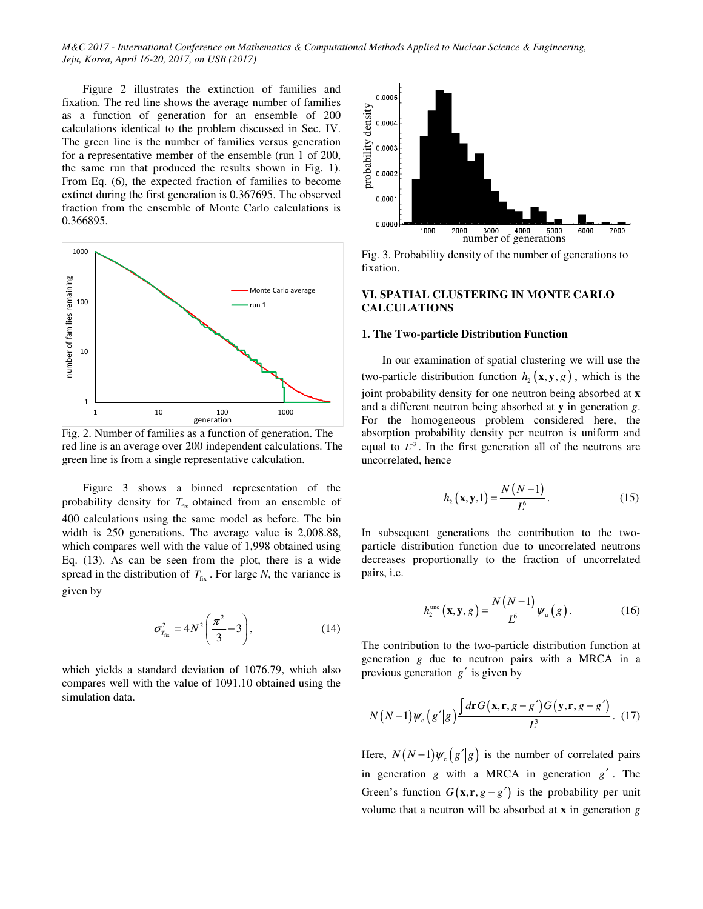Figure 2 illustrates the extinction of families and fixation. The red line shows the average number of families as a function of generation for an ensemble of 200 calculations identical to the problem discussed in Sec. IV. The green line is the number of families versus generation for a representative member of the ensemble (run 1 of 200, the same run that produced the results shown in Fig. 1). From Eq. (6), the expected fraction of families to become extinct during the first generation is 0.367695. The observed fraction from the ensemble of Monte Carlo calculations is 0.366895.

Fig. 2. Number of families as a function of generation. The red line is an average over 200 independent calculations. The green line is from a single representative calculation.

Figure 3 shows a binned representation of the probability density for $T_{\text{fix}}$ obtained from an ensemble of 400 calculations using the same model as before. The bin width is 250 generations. The average value is 2,008.88, which compares well with the value of 1,998 obtained using Eq. (13). As can be seen from the plot, there is a wide spread in the distribution of $T_{\text{fix}}$. For large *N*, the variance is given by

$$\sigma^2_{T_{\text{fix}}} = 4N^2\left(\frac{\pi^2}{3}-3\right), \tag{14}$$

which yields a standard deviation of 1076.79, which also compares well with the value of 1091.10 obtained using the simulation data.

Fig. 3. Probability density of the number of generations to fixation.

## VI. SPATIAL CLUSTERING IN MONTE CARLO CALCULATIONS

### 1. The Two-particle Distribution Function

In our examination of spatial clustering we will use the two-particle distribution function $h_2(\mathbf{x},\mathbf{y},g)$, which is the joint probability density for one neutron being absorbed at $\mathbf{x}$ and a different neutron being absorbed at $\mathbf{y}$ in generation *g*. For the homogeneous problem considered here, the absorption probability density per neutron is uniform and equal to $L^{-3}$. In the first generation all of the neutrons are uncorrelated, hence

$$h_2(\mathbf{x},\mathbf{y},1) = \frac{N(N-1)}{L^6}. \tag{15}$$

In subsequent generations the contribution to the two-particle distribution function due to uncorrelated neutrons decreases proportionally to the fraction of uncorrelated pairs, i.e.

$$h_2^{\text{unc}}(\mathbf{x},\mathbf{y},g) = \frac{N(N-1)}{L^6}\psi_{\text{u}}(g). \tag{16}$$

The contribution to the two-particle distribution function at generation *g* due to neutron pairs with a MRCA in a previous generation $g'$ is given by

$$N(N-1)\psi_{\text{c}}(g'|g)\frac{\int d\mathbf{r}G(\mathbf{x},\mathbf{r},g-g')G(\mathbf{y},\mathbf{r},g-g')}{L^3}. \tag{17}$$

Here, $N(N-1)\psi_{\text{c}}(g'|g)$ is the number of correlated pairs in generation *g* with a MRCA in generation $g'$. The Green's function $G(\mathbf{x},\mathbf{r},g-g')$ is the probability per unit volume that a neutron will be absorbed at $\mathbf{x}$ in generation *g*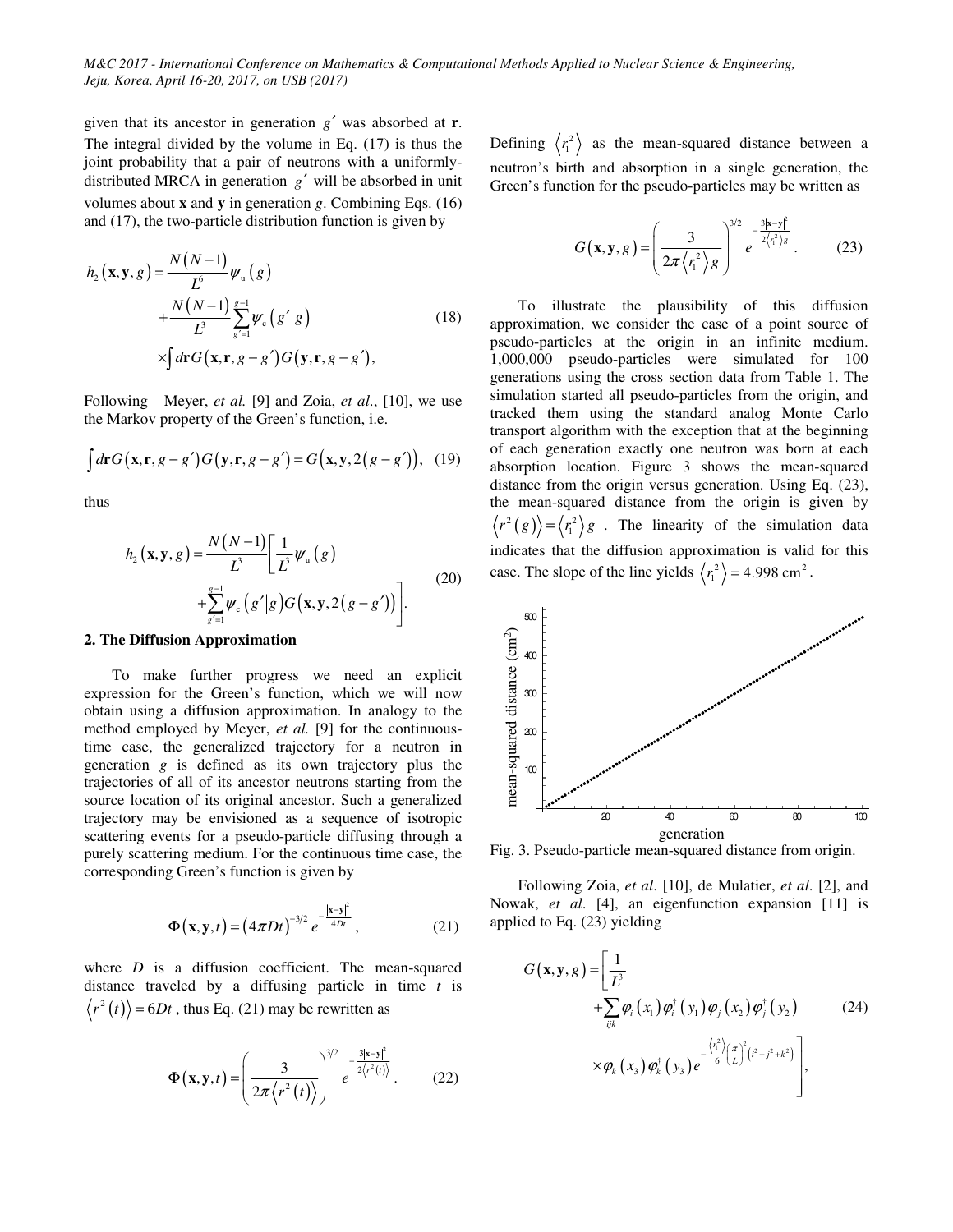given that its ancestor in generation $g'$ was absorbed at $\mathbf{r}$. The integral divided by the volume in Eq. (17) is thus the joint probability that a pair of neutrons with a uniformly-distributed MRCA in generation $g'$ will be absorbed in unit volumes about $\mathbf{x}$ and $\mathbf{y}$ in generation $g$. Combining Eqs. (16) and (17), the two-particle distribution function is given by

$$h_2(\mathbf{x},\mathbf{y},g) = \frac{N(N-1)}{L^6}\psi_u(g) + \frac{N(N-1)}{L^3}\sum_{g'=1}^{g-1}\psi_c(g'|g) \times \int d\mathbf{r}\, G(\mathbf{x},\mathbf{r},g-g')\, G(\mathbf{y},\mathbf{r},g-g'), \tag{18}$$

Following Meyer, *et al.* [9] and Zoia, *et al.*, [10], we use the Markov property of the Green's function, i.e.

$$\int d\mathbf{r}\, G(\mathbf{x},\mathbf{r},g-g')\, G(\mathbf{y},\mathbf{r},g-g') = G(\mathbf{x},\mathbf{y},2(g-g')), \tag{19}$$

thus

$$h_2(\mathbf{x},\mathbf{y},g) = \frac{N(N-1)}{L^3}\left[\frac{1}{L^3}\psi_u(g) + \sum_{g'=1}^{g-1}\psi_c(g'|g)\, G(\mathbf{x},\mathbf{y},2(g-g'))\right]. \tag{20}$$

## 2. The Diffusion Approximation

To make further progress we need an explicit expression for the Green's function, which we will now obtain using a diffusion approximation. In analogy to the method employed by Meyer, *et al.* [9] for the continuous-time case, the generalized trajectory for a neutron in generation $g$ is defined as its own trajectory plus the trajectories of all of its ancestor neutrons starting from the source location of its original ancestor. Such a generalized trajectory may be envisioned as a sequence of isotropic scattering events for a pseudo-particle diffusing through a purely scattering medium. For the continuous time case, the corresponding Green's function is given by

$$\Phi(\mathbf{x},\mathbf{y},t) = (4\pi D t)^{-3/2} e^{-\frac{|\mathbf{x}-\mathbf{y}|^2}{4Dt}}, \tag{21}$$

where $D$ is a diffusion coefficient. The mean-squared distance traveled by a diffusing particle in time $t$ is $\langle r^2(t)\rangle = 6Dt$, thus Eq. (21) may be rewritten as

$$\Phi(\mathbf{x},\mathbf{y},t) = \left(\frac{3}{2\pi\langle r^2(t)\rangle}\right)^{3/2} e^{-\frac{3|\mathbf{x}-\mathbf{y}|^2}{2\langle r^2(t)\rangle}}. \tag{22}$$

Defining $\langle r_1^2\rangle$ as the mean-squared distance between a neutron's birth and absorption in a single generation, the Green's function for the pseudo-particles may be written as

$$G(\mathbf{x},\mathbf{y},g) = \left(\frac{3}{2\pi\langle r_1^2\rangle g}\right)^{3/2} e^{-\frac{3|\mathbf{x}-\mathbf{y}|^2}{2\langle r_1^2\rangle g}}. \tag{23}$$

To illustrate the plausibility of this diffusion approximation, we consider the case of a point source of pseudo-particles at the origin in an infinite medium. 1,000,000 pseudo-particles were simulated for 100 generations using the cross section data from Table 1. The simulation started all pseudo-particles from the origin, and tracked them using the standard analog Monte Carlo transport algorithm with the exception that at the beginning of each generation exactly one neutron was born at each absorption location. Figure 3 shows the mean-squared distance from the origin versus generation. Using Eq. (23), the mean-squared distance from the origin is given by $\langle r^2(g)\rangle = \langle r_1^2\rangle g$. The linearity of the simulation data indicates that the diffusion approximation is valid for this case. The slope of the line yields $\langle r_1^2\rangle = 4.998\ \text{cm}^2$.

Fig. 3. Pseudo-particle mean-squared distance from origin.

Following Zoia, *et al.* [10], de Mulatier, *et al.* [2], and Nowak, *et al.* [4], an eigenfunction expansion [11] is applied to Eq. (23) yielding

$$G(\mathbf{x},\mathbf{y},g) = \left[\frac{1}{L^3} + \sum_{ijk}\varphi_i(x_1)\varphi_i^\dagger(y_1)\varphi_j(x_2)\varphi_j^\dagger(y_2) \times \varphi_k(x_3)\varphi_k^\dagger(y_3) e^{-\frac{\langle r_1^2\rangle}{6}\left(\frac{\pi}{L}\right)^2(i^2+j^2+k^2)}\right], \tag{24}$$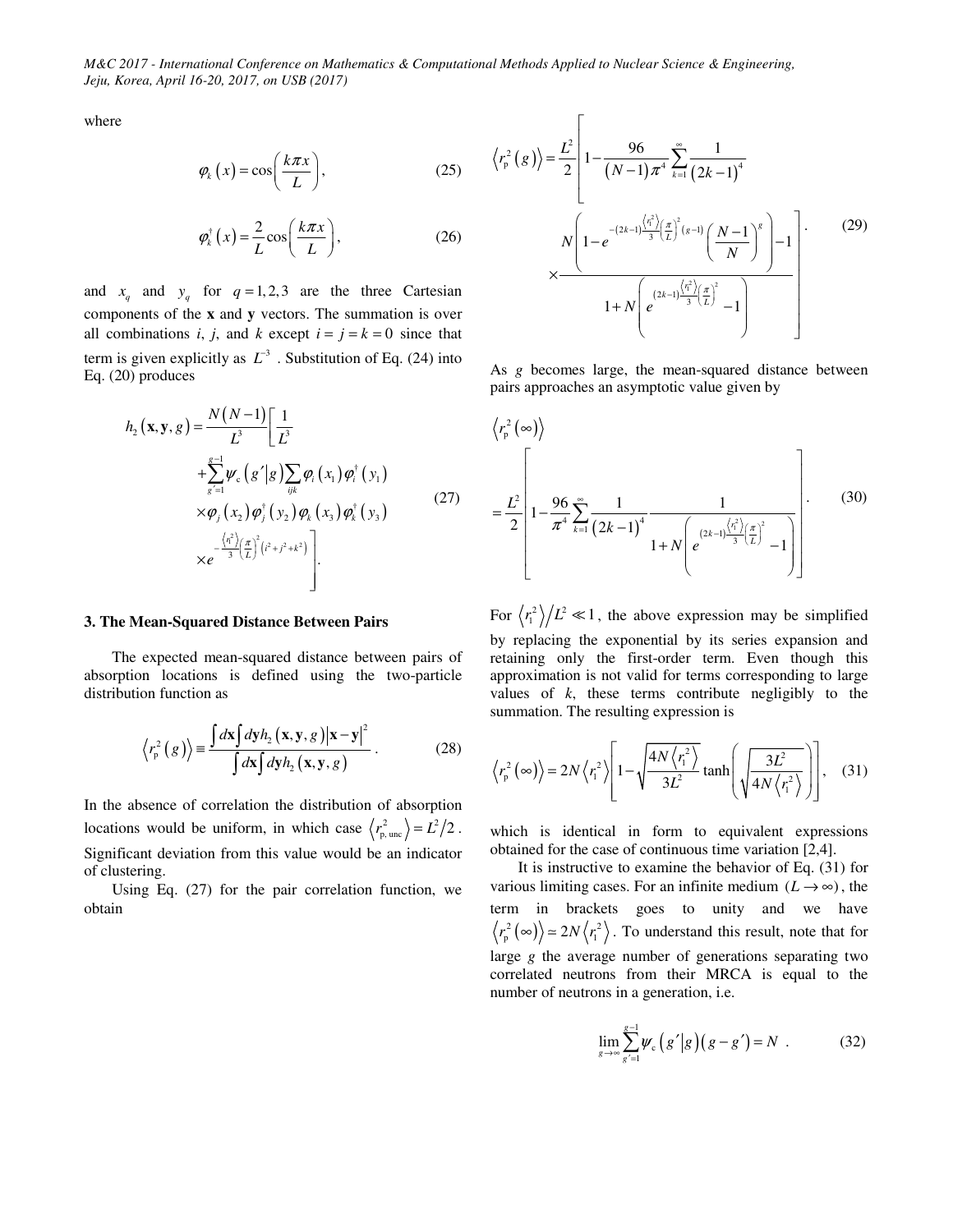where

$$\varphi_k(x) = \cos\left(\frac{k\pi x}{L}\right), \tag{25}$$

$$\varphi_k^\dagger(x) = \frac{2}{L}\cos\left(\frac{k\pi x}{L}\right), \tag{26}$$

and $x_q$ and $y_q$ for $q = 1, 2, 3$ are the three Cartesian components of the **x** and **y** vectors. The summation is over all combinations $i$, $j$, and $k$ except $i = j = k = 0$ since that term is given explicitly as $L^{-3}$. Substitution of Eq. (24) into Eq. (20) produces

$$\begin{aligned} h_2(\mathbf{x},\mathbf{y},g) = \frac{N(N-1)}{L^3}\Bigg[ &\frac{1}{L^3} \\ &+ \sum_{g'=1}^{g-1}\psi_c(g'|g)\sum_{ijk}\varphi_i(x_1)\varphi_i^\dagger(y_1) \\ &\times \varphi_j(x_2)\varphi_j^\dagger(y_2)\varphi_k(x_3)\varphi_k^\dagger(y_3) \\ &\times e^{-\frac{\langle r_1^2\rangle}{3}\left(\frac{\pi}{L}\right)^2\left(i^2+j^2+k^2\right)}\Bigg]. \end{aligned} \tag{27}$$

### 3. The Mean-Squared Distance Between Pairs

The expected mean-squared distance between pairs of absorption locations is defined using the two-particle distribution function as

$$\left\langle r_p^2(g)\right\rangle \equiv \frac{\int d\mathbf{x}\int d\mathbf{y}\, h_2(\mathbf{x},\mathbf{y},g)\left|\mathbf{x}-\mathbf{y}\right|^2}{\int d\mathbf{x}\int d\mathbf{y}\, h_2(\mathbf{x},\mathbf{y},g)}. \tag{28}$$

In the absence of correlation the distribution of absorption locations would be uniform, in which case $\left\langle r_{\mathrm{p,\,unc}}^2\right\rangle = L^2/2$. Significant deviation from this value would be an indicator of clustering.

Using Eq. (27) for the pair correlation function, we obtain

$$\left\langle r_p^2(g)\right\rangle = \frac{L^2}{2}\left[1 - \frac{96}{(N-1)\pi^4}\sum_{k=1}^{\infty}\frac{1}{(2k-1)^4} \times \frac{N\left(1-e^{-(2k-1)\frac{\langle r_1^2\rangle}{3}\left(\frac{\pi}{L}\right)^2(g-1)}\left(\frac{N-1}{N}\right)^g\right)-1}{1+N\left(e^{(2k-1)\frac{\langle r_1^2\rangle}{3}\left(\frac{\pi}{L}\right)^2}-1\right)}\right]. \tag{29}$$

As $g$ becomes large, the mean-squared distance between pairs approaches an asymptotic value given by

$$\left\langle r_p^2(\infty)\right\rangle = \frac{L^2}{2}\left[1 - \frac{96}{\pi^4}\sum_{k=1}^{\infty}\frac{1}{(2k-1)^4}\frac{1}{1+N\left(e^{(2k-1)\frac{\langle r_1^2\rangle}{3}\left(\frac{\pi}{L}\right)^2}-1\right)}\right]. \tag{30}$$

For $\left\langle r_1^2\right\rangle/L^2 \ll 1$, the above expression may be simplified by replacing the exponential by its series expansion and retaining only the first-order term. Even though this approximation is not valid for terms corresponding to large values of $k$, these terms contribute negligibly to the summation. The resulting expression is

$$\left\langle r_p^2(\infty)\right\rangle = 2N\left\langle r_1^2\right\rangle\left[1-\sqrt{\frac{4N\left\langle r_1^2\right\rangle}{3L^2}}\tanh\left(\sqrt{\frac{3L^2}{4N\left\langle r_1^2\right\rangle}}\right)\right], \tag{31}$$

which is identical in form to equivalent expressions obtained for the case of continuous time variation [2,4].

It is instructive to examine the behavior of Eq. (31) for various limiting cases. For an infinite medium $(L \to \infty)$, the term in brackets goes to unity and we have $\left\langle r_p^2(\infty)\right\rangle \simeq 2N\left\langle r_1^2\right\rangle$. To understand this result, note that for large $g$ the average number of generations separating two correlated neutrons from their MRCA is equal to the number of neutrons in a generation, i.e.

$$\lim_{g\to\infty}\sum_{g'=1}^{g-1}\psi_c(g'|g)(g-g') = N\ . \tag{32}$$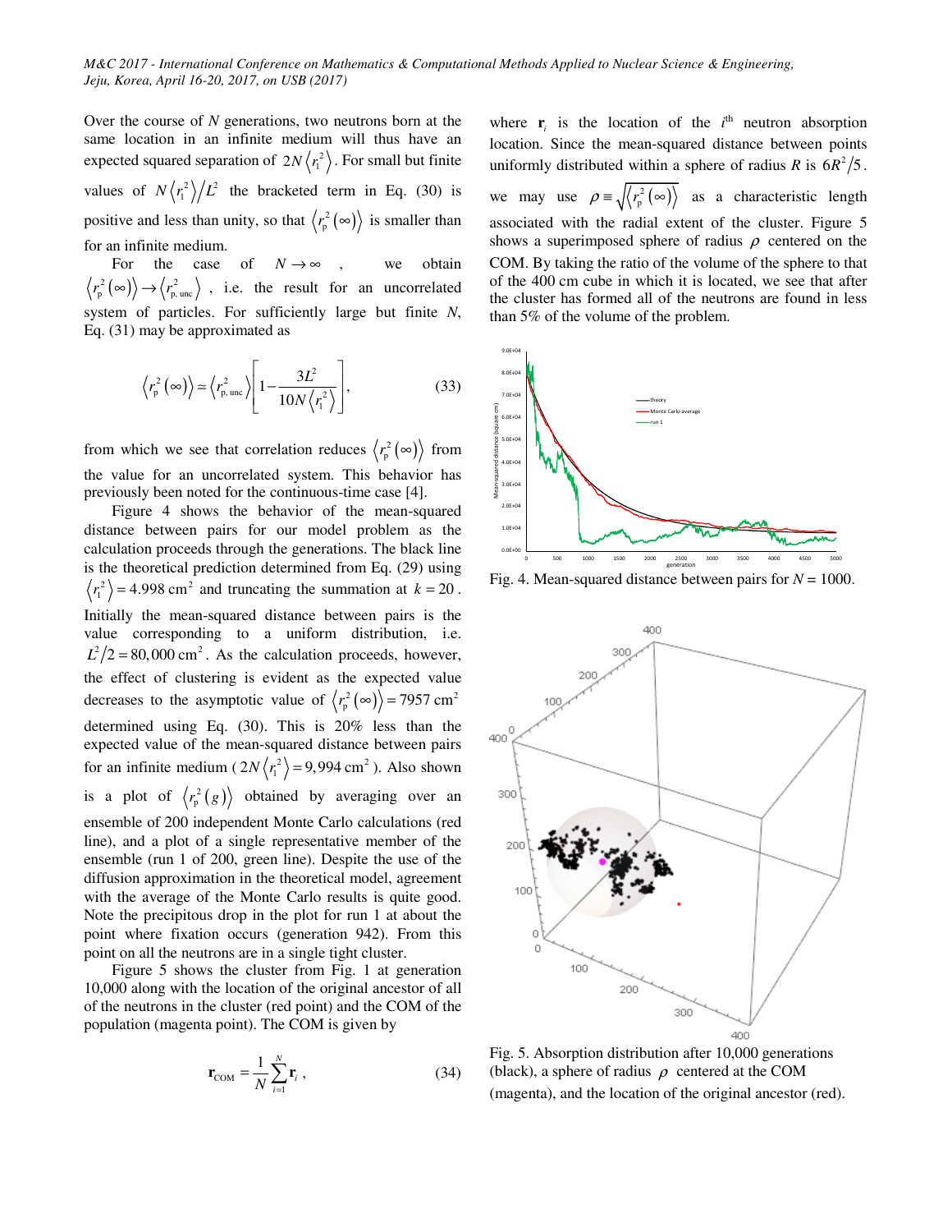Over the course of $N$ generations, two neutrons born at the same location in an infinite medium will thus have an expected squared separation of $2N\langle r_1^2\rangle$. For small but finite values of $N\langle r_1^2\rangle/L^2$ the bracketed term in Eq. (30) is positive and less than unity, so that $\langle r_p^2(\infty)\rangle$ is smaller than for an infinite medium.

For the case of $N\to\infty$, we obtain $\langle r_p^2(\infty)\rangle \to \langle r_{p,\,unc}^2\rangle$, i.e. the result for an uncorrelated system of particles. For sufficiently large but finite $N$, Eq. (31) may be approximated as

$$\langle r_p^2(\infty)\rangle \simeq \langle r_{p,\,unc}^2\rangle\left[1-\frac{3L^2}{10N\langle r_1^2\rangle}\right], \tag{33}$$

from which we see that correlation reduces $\langle r_p^2(\infty)\rangle$ from the value for an uncorrelated system. This behavior has previously been noted for the continuous-time case [4].

Figure 4 shows the behavior of the mean-squared distance between pairs for our model problem as the calculation proceeds through the generations. The black line is the theoretical prediction determined from Eq. (29) using $\langle r_1^2\rangle = 4.998\ \text{cm}^2$ and truncating the summation at $k = 20$. Initially the mean-squared distance between pairs is the value corresponding to a uniform distribution, i.e. $L^2/2 = 80{,}000\ \text{cm}^2$. As the calculation proceeds, however, the effect of clustering is evident as the expected value decreases to the asymptotic value of $\langle r_p^2(\infty)\rangle = 7957\ \text{cm}^2$ determined using Eq. (30). This is 20% less than the expected value of the mean-squared distance between pairs for an infinite medium ($2N\langle r_1^2\rangle = 9{,}994\ \text{cm}^2$). Also shown is a plot of $\langle r_p^2(g)\rangle$ obtained by averaging over an ensemble of 200 independent Monte Carlo calculations (red line), and a plot of a single representative member of the ensemble (run 1 of 200, green line). Despite the use of the diffusion approximation in the theoretical model, agreement with the average of the Monte Carlo results is quite good. Note the precipitous drop in the plot for run 1 at about the point where fixation occurs (generation 942). From this point on all the neutrons are in a single tight cluster.

Figure 5 shows the cluster from Fig. 1 at generation 10,000 along with the location of the original ancestor of all of the neutrons in the cluster (red point) and the COM of the population (magenta point). The COM is given by

$$\mathbf{r}_{\text{COM}} = \frac{1}{N}\sum_{i=1}^{N}\mathbf{r}_i\,, \tag{34}$$

where $\mathbf{r}_i$ is the location of the $i^{\text{th}}$ neutron absorption location. Since the mean-squared distance between points uniformly distributed within a sphere of radius $R$ is $6R^2/5$. we may use $\rho \equiv \sqrt{\langle r_p^2(\infty)\rangle}$ as a characteristic length associated with the radial extent of the cluster. Figure 5 shows a superimposed sphere of radius $\rho$ centered on the COM. By taking the ratio of the volume of the sphere to that of the 400 cm cube in which it is located, we see that after the cluster has formed all of the neutrons are found in less than 5% of the volume of the problem.

Fig. 4. Mean-squared distance between pairs for $N = 1000$.

Fig. 5. Absorption distribution after 10,000 generations (black), a sphere of radius $\rho$ centered at the COM (magenta), and the location of the original ancestor (red).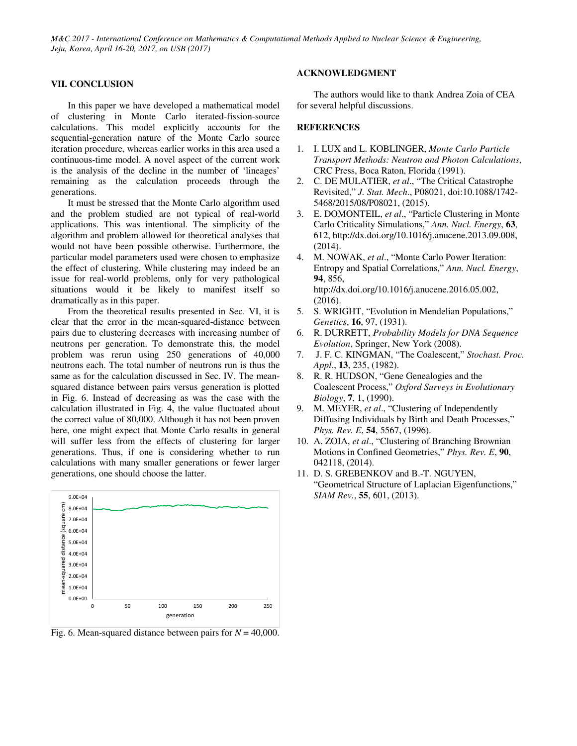## VII. CONCLUSION

In this paper we have developed a mathematical model of clustering in Monte Carlo iterated-fission-source calculations. This model explicitly accounts for the sequential-generation nature of the Monte Carlo source iteration procedure, whereas earlier works in this area used a continuous-time model. A novel aspect of the current work is the analysis of the decline in the number of 'lineages' remaining as the calculation proceeds through the generations.

It must be stressed that the Monte Carlo algorithm used and the problem studied are not typical of real-world applications. This was intentional. The simplicity of the algorithm and problem allowed for theoretical analyses that would not have been possible otherwise. Furthermore, the particular model parameters used were chosen to emphasize the effect of clustering. While clustering may indeed be an issue for real-world problems, only for very pathological situations would it be likely to manifest itself so dramatically as in this paper.

From the theoretical results presented in Sec. VI, it is clear that the error in the mean-squared-distance between pairs due to clustering decreases with increasing number of neutrons per generation. To demonstrate this, the model problem was rerun using 250 generations of 40,000 neutrons each. The total number of neutrons run is thus the same as for the calculation discussed in Sec. IV. The mean-squared distance between pairs versus generation is plotted in Fig. 6. Instead of decreasing as was the case with the calculation illustrated in Fig. 4, the value fluctuated about the correct value of 80,000. Although it has not been proven here, one might expect that Monte Carlo results in general will suffer less from the effects of clustering for larger generations. Thus, if one is considering whether to run calculations with many smaller generations or fewer larger generations, one should choose the latter.

mean-squared distance (square cm)
9.0E+04
8.0E+04
7.0E+04
6.0E+04
5.0E+04
4.0E+04
3.0E+04
2.0E+04
1.0E+04
0.0E+00
0
50
100
150
200
250
generation

Fig. 6. Mean-squared distance between pairs for $N$ = 40,000.

## ACKNOWLEDGMENT

The authors would like to thank Andrea Zoia of CEA for several helpful discussions.

## REFERENCES

1. I. LUX and L. KOBLINGER, *Monte Carlo Particle Transport Methods: Neutron and Photon Calculations*, CRC Press, Boca Raton, Florida (1991).
2. C. DE MULATIER, *et al*., "The Critical Catastrophe Revisited," *J. Stat. Mech*., P08021, doi:10.1088/1742-5468/2015/08/P08021, (2015).
3. E. DOMONTEIL, *et al*., "Particle Clustering in Monte Carlo Criticality Simulations," *Ann. Nucl. Energy*, **63**, 612, http://dx.doi.org/10.1016/j.anucene.2013.09.008, (2014).
4. M. NOWAK, *et al*., "Monte Carlo Power Iteration: Entropy and Spatial Correlations," *Ann. Nucl. Energy*, **94**, 856, http://dx.doi.org/10.1016/j.anucene.2016.05.002, (2016).
5. S. WRIGHT, "Evolution in Mendelian Populations," *Genetics*, **16**, 97, (1931).
6. R. DURRETT, *Probability Models for DNA Sequence Evolution*, Springer, New York (2008).
7. J. F. C. KINGMAN, "The Coalescent," *Stochast. Proc. Appl.*, **13**, 235, (1982).
8. R. R. HUDSON, "Gene Genealogies and the Coalescent Process," *Oxford Surveys in Evolutionary Biology*, **7**, 1, (1990).
9. M. MEYER, *et al*., "Clustering of Independently Diffusing Individuals by Birth and Death Processes," *Phys. Rev. E*, **54**, 5567, (1996).
10. A. ZOIA, *et al*., "Clustering of Branching Brownian Motions in Confined Geometries," *Phys. Rev. E*, **90**, 042118, (2014).
11. D. S. GREBENKOV and B.-T. NGUYEN, "Geometrical Structure of Laplacian Eigenfunctions," *SIAM Rev.*, **55**, 601, (2013).